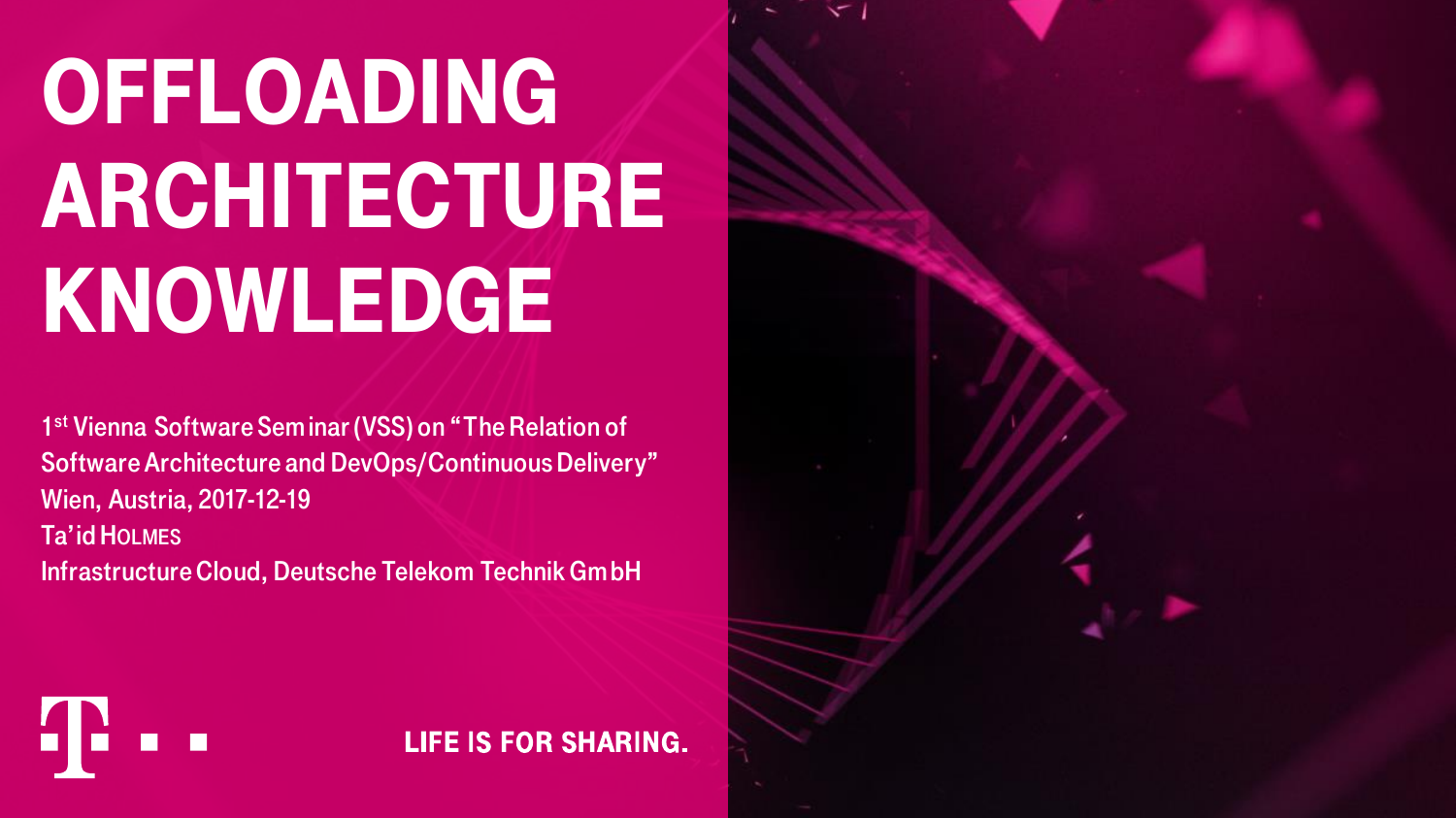# OFFLOADING ARCHITECTURE KNOWLEDGE

1st Vienna Software Seminar (VSS) on "The Relation of Software Architecture and DevOps/Continuous Delivery"
Wien, Austria, 2017-12-19
Ta'id HOLMES
Infrastructure Cloud, Deutsche Telekom Technik GmbH

LIFE IS FOR SHARING.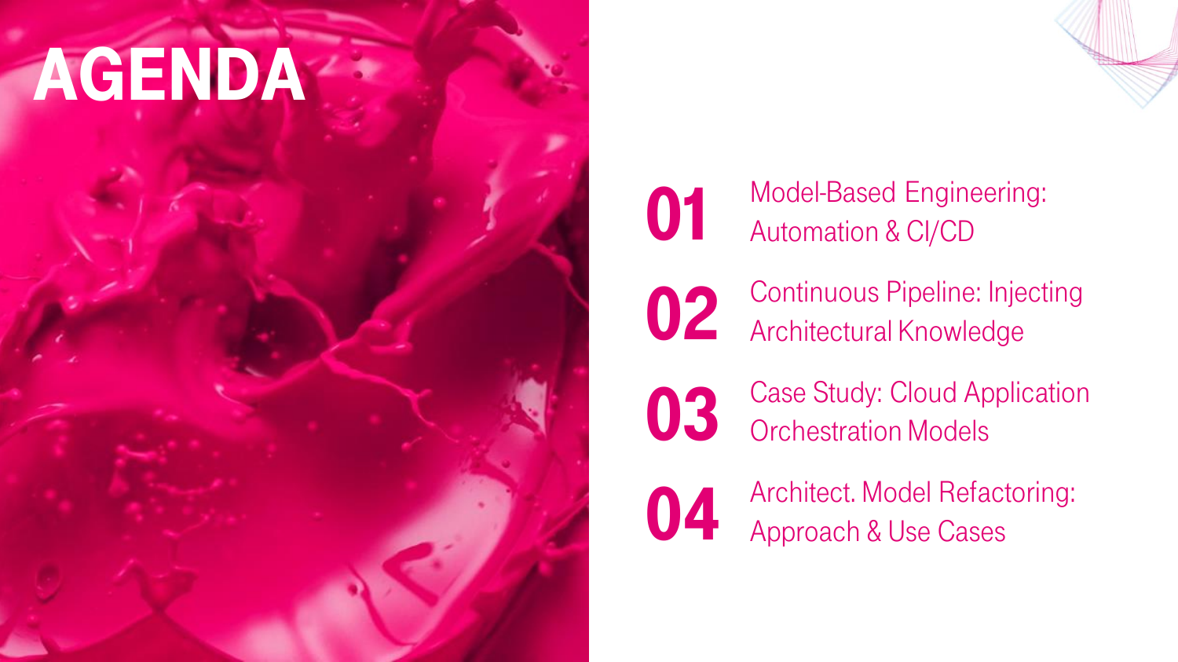# AGENDA

**01** Model-Based Engineering: Automation & CI/CD

**02** Continuous Pipeline: Injecting Architectural Knowledge

**03** Case Study: Cloud Application Orchestration Models

**04** Architect. Model Refactoring: Approach & Use Cases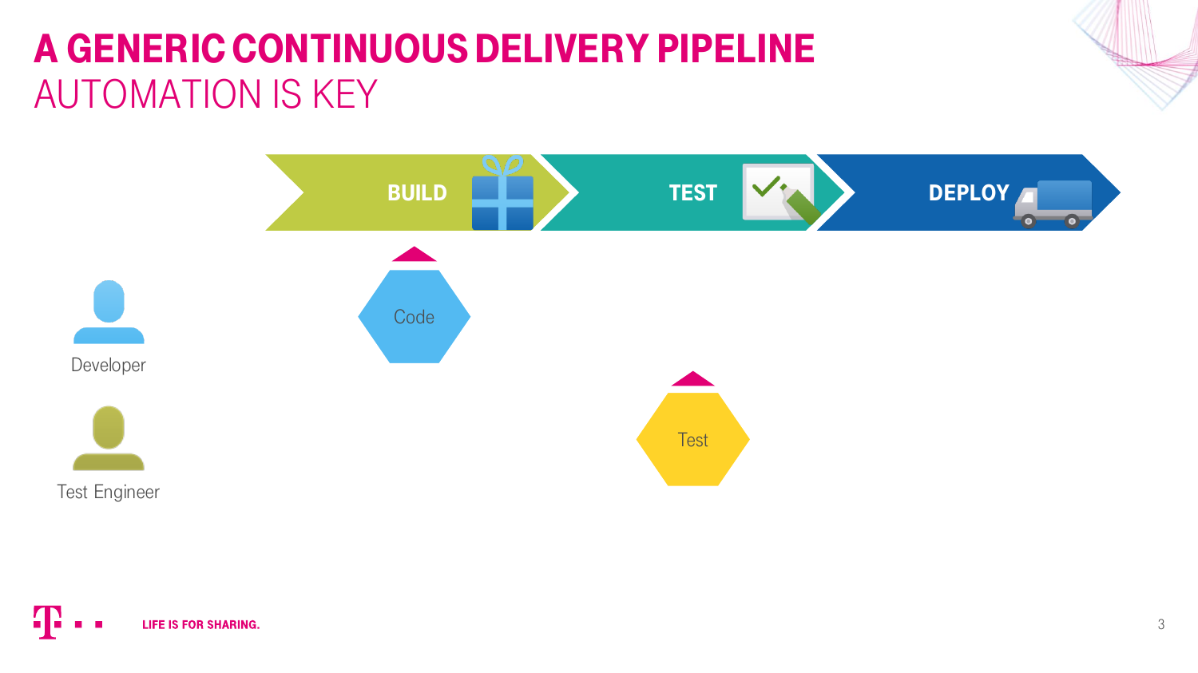# A GENERIC CONTINUOUS DELIVERY PIPELINE

## AUTOMATION IS KEY

BUILD

TEST

DEPLOY

Developer

Code

Test Engineer

Test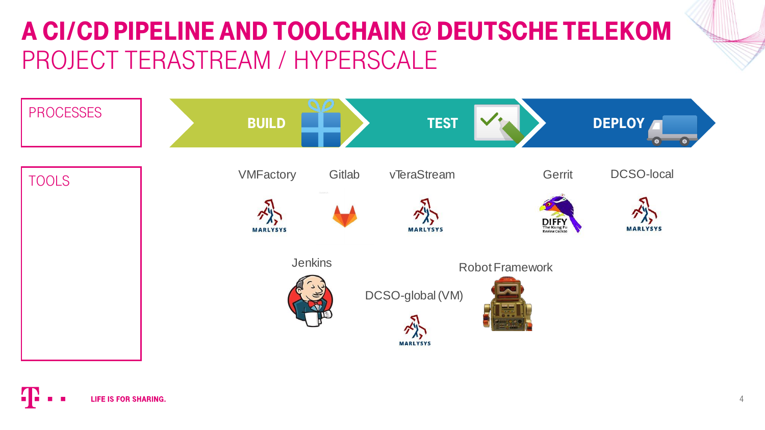# A CI/CD PIPELINE AND TOOLCHAIN @ DEUTSCHE TELEKOM

## PROJECT TERASTREAM / HYPERSCALE

PROCESSES

BUILD → TEST → DEPLOY

TOOLS

- VMFactory
- Gitlab
- vTeraStream
- Gerrit
- DCSO-local
- Jenkins
- Robot Framework
- DCSO-global (VM)

LIFE IS FOR SHARING.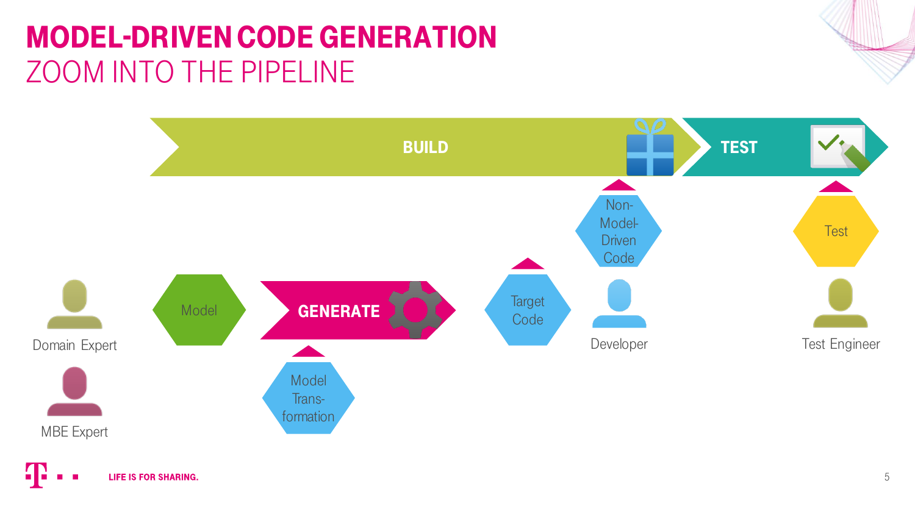# MODEL-DRIVEN CODE GENERATION
## ZOOM INTO THE PIPELINE

BUILD

TEST

Non-Model-Driven Code

Test

Domain Expert

Model

GENERATE

Target Code

Developer

Test Engineer

Model Trans-formation

MBE Expert

LIFE IS FOR SHARING.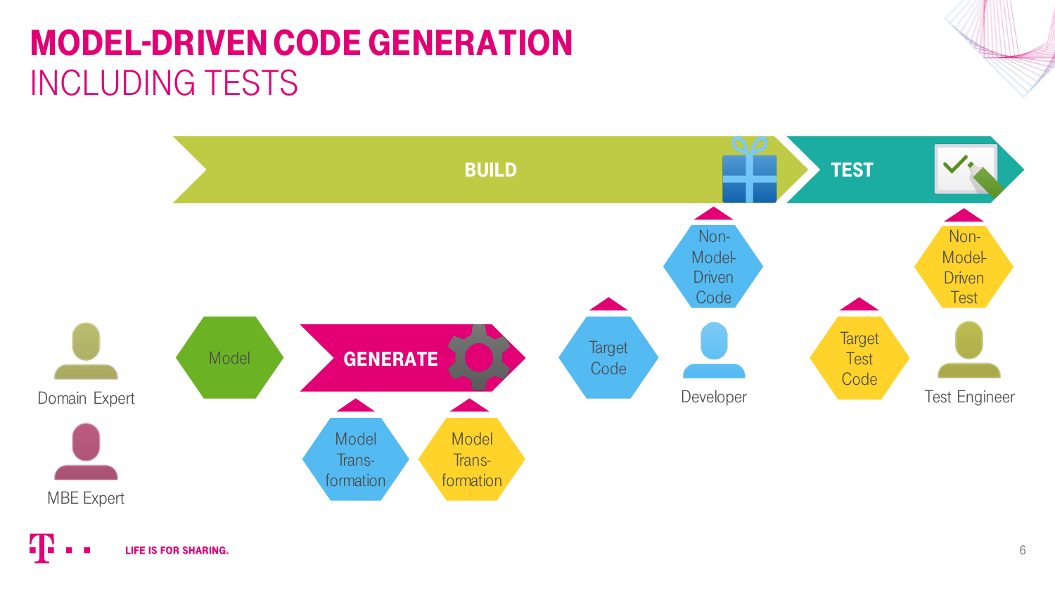# MODEL-DRIVEN CODE GENERATION

## INCLUDING TESTS

BUILD

TEST

Domain Expert

MBE Expert

Model

GENERATE

Model Trans-formation

Model Trans-formation

Target Code

Non-Model-Driven Code

Developer

Target Test Code

Non-Model-Driven Test

Test Engineer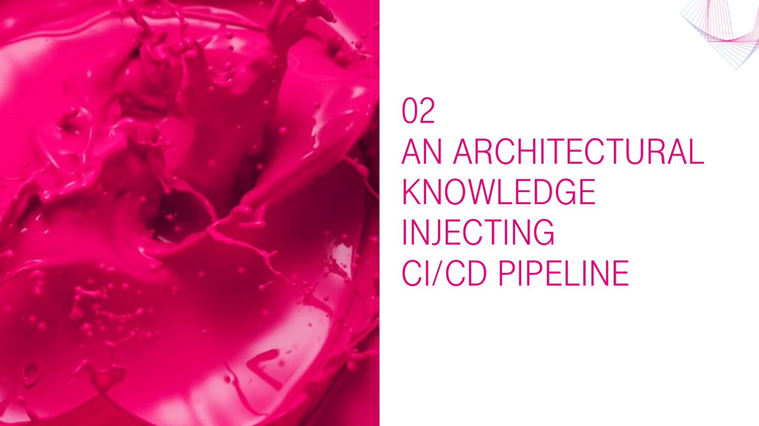# 02
# AN ARCHITECTURAL KNOWLEDGE INJECTING CI/CD PIPELINE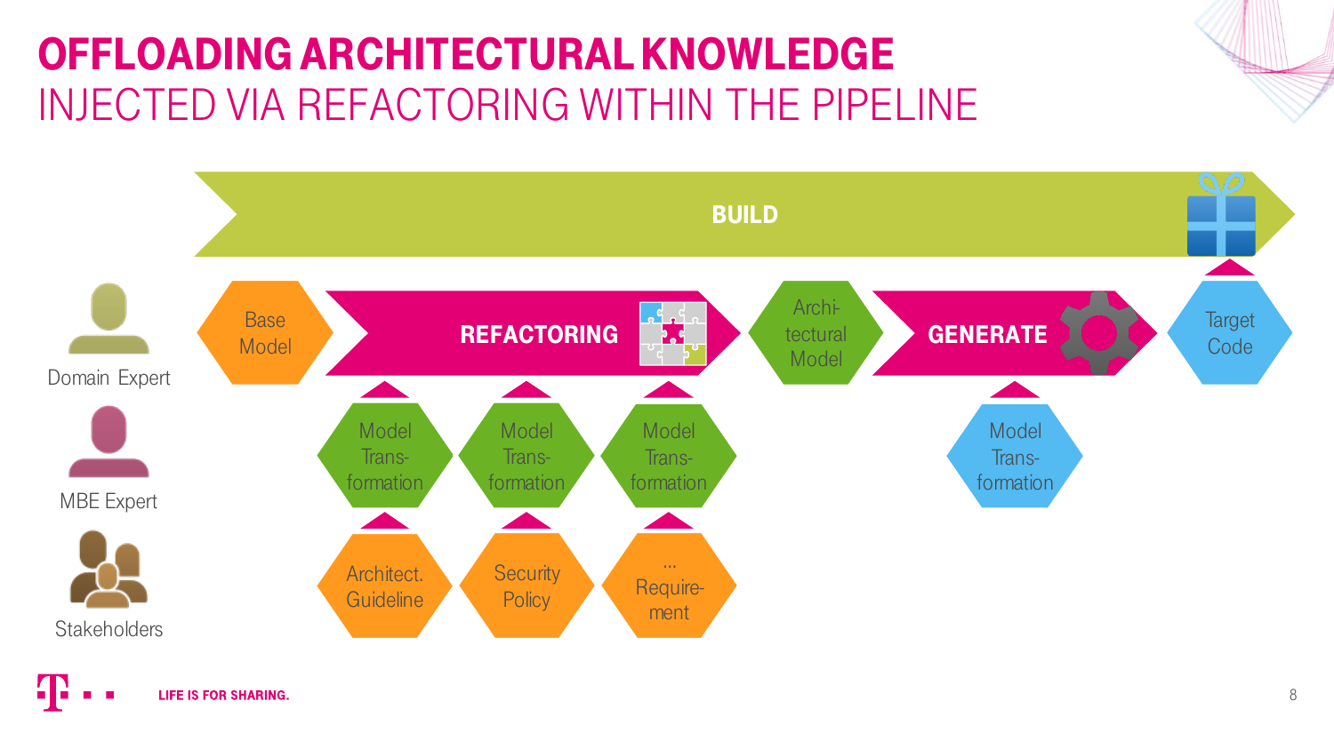# OFFLOADING ARCHITECTURAL KNOWLEDGE
## INJECTED VIA REFACTORING WITHIN THE PIPELINE

**BUILD**

Base Model → **REFACTORING** → Architectural Model → **GENERATE** → Target Code

Refactoring steps:
- Model Transformation ← Architect. Guideline
- Model Transformation ← Security Policy
- Model Transformation ← ... Requirement

Generate step:
- Model Transformation

Domain Expert

MBE Expert

Stakeholders

LIFE IS FOR SHARING.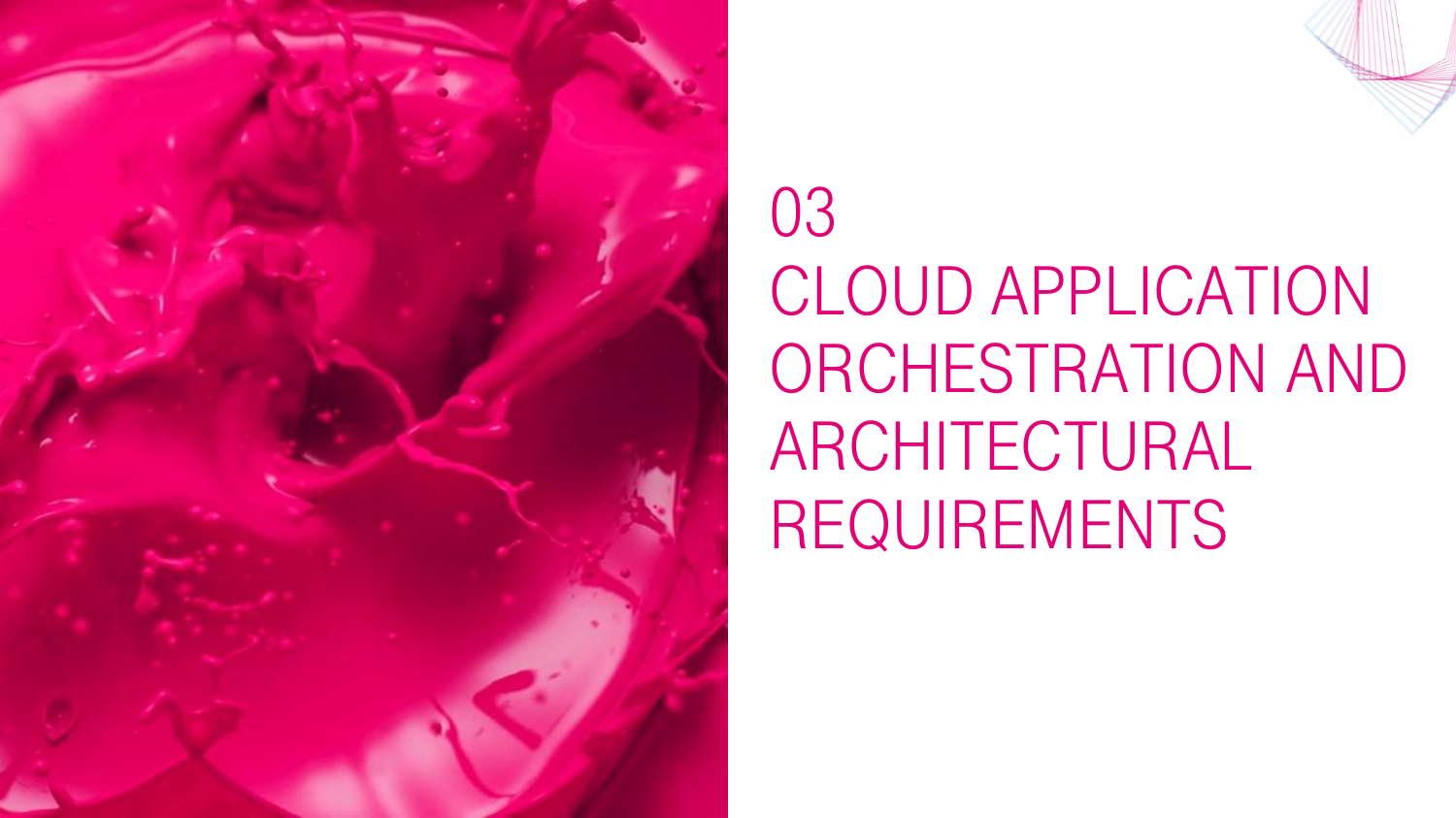# 03
# CLOUD APPLICATION ORCHESTRATION AND ARCHITECTURAL REQUIREMENTS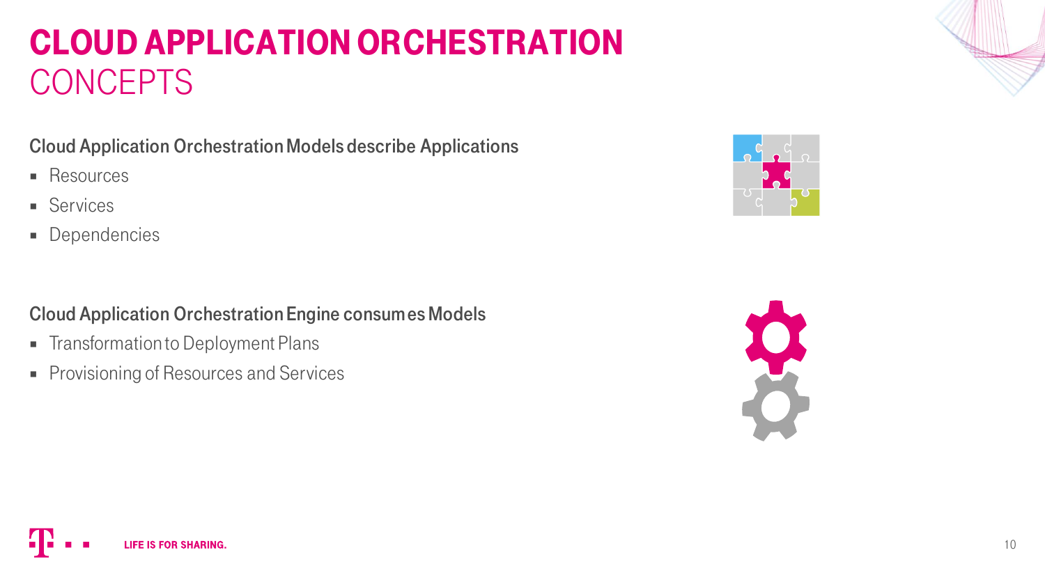# CLOUD APPLICATION ORCHESTRATION
## CONCEPTS

**Cloud Application Orchestration Models describe Applications**

- Resources
- Services
- Dependencies

**Cloud Application Orchestration Engine consumes Models**

- Transformation to Deployment Plans
- Provisioning of Resources and Services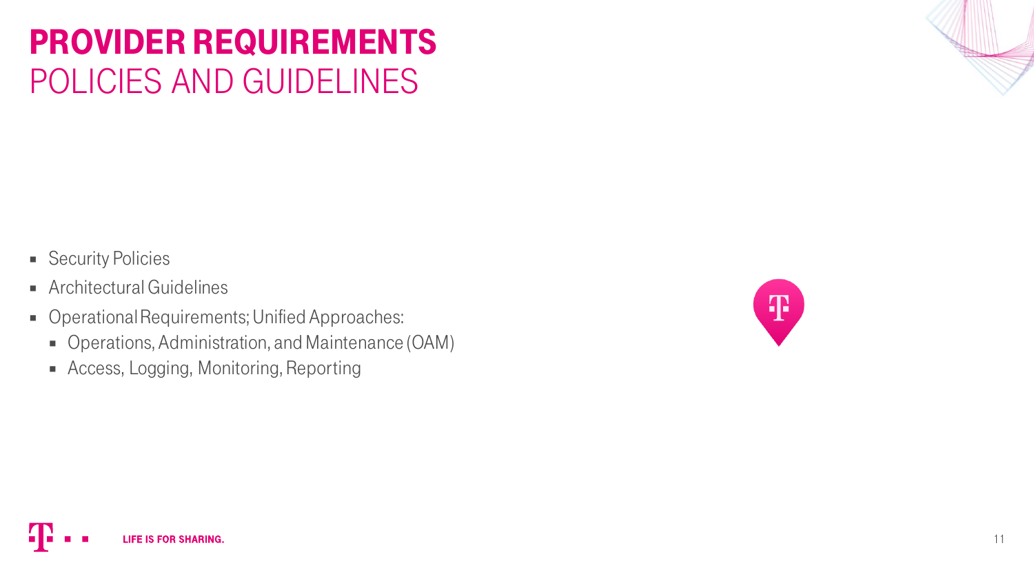# PROVIDER REQUIREMENTS
## POLICIES AND GUIDELINES

- Security Policies
- Architectural Guidelines
- Operational Requirements; Unified Approaches:
  - Operations, Administration, and Maintenance (OAM)
  - Access, Logging, Monitoring, Reporting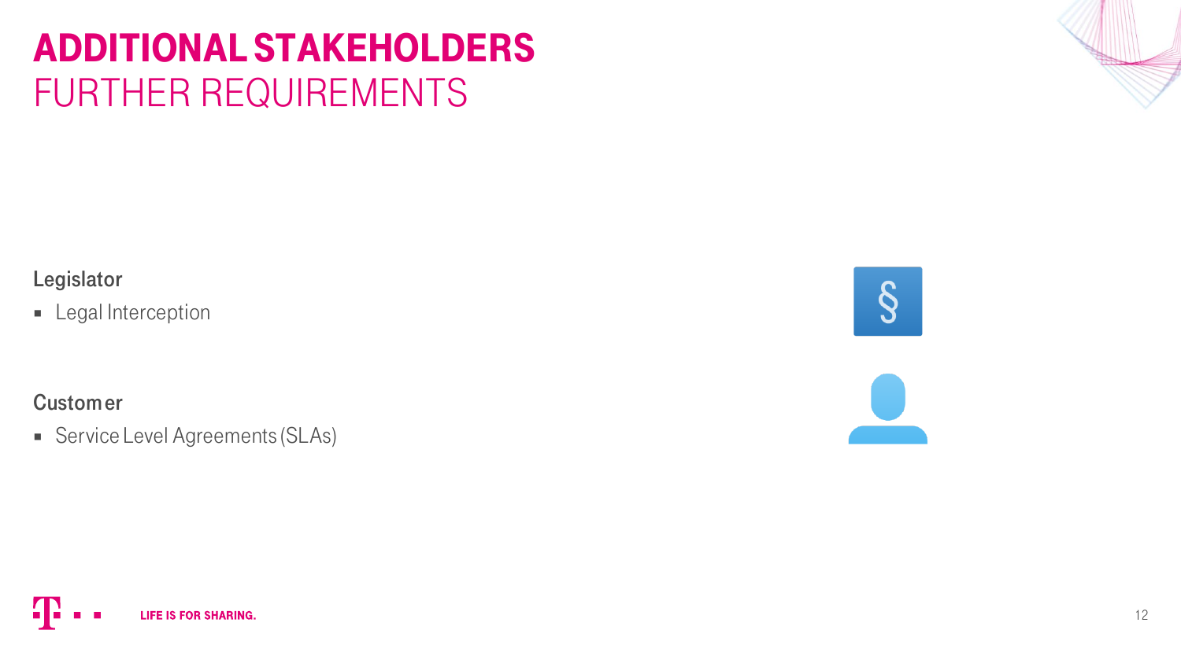# ADDITIONAL STAKEHOLDERS
## FURTHER REQUIREMENTS

**Legislator**

- Legal Interception

**Customer**

- Service Level Agreements (SLAs)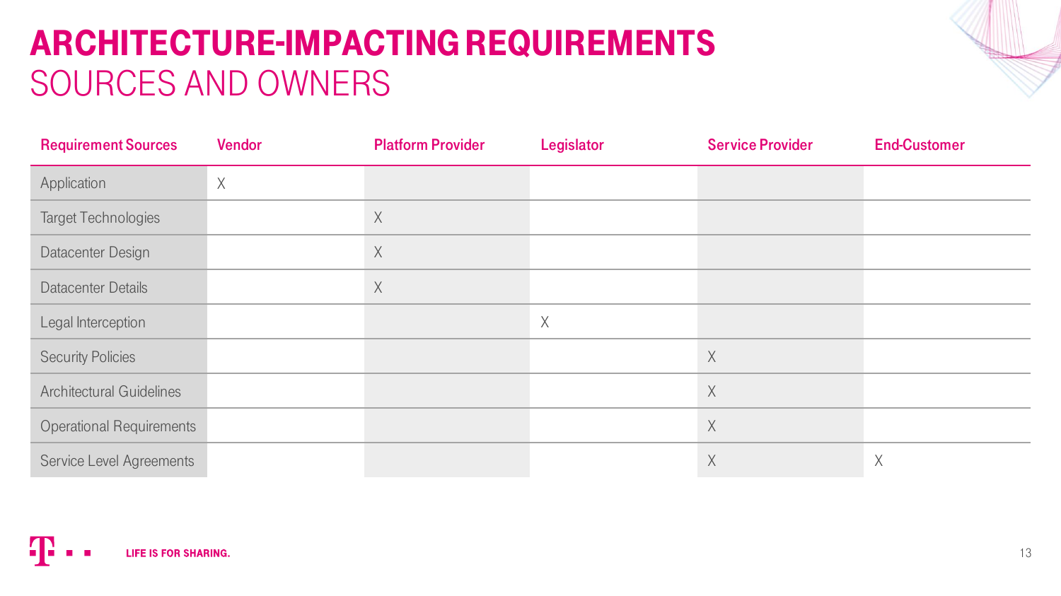# ARCHITECTURE-IMPACTING REQUIREMENTS

## SOURCES AND OWNERS

| Requirement Sources | Vendor | Platform Provider | Legislator | Service Provider | End-Customer |
|---|---|---|---|---|---|
| Application | X | | | | |
| Target Technologies | | X | | | |
| Datacenter Design | | X | | | |
| Datacenter Details | | X | | | |
| Legal Interception | | | X | | |
| Security Policies | | | | X | |
| Architectural Guidelines | | | | X | |
| Operational Requirements | | | | X | |
| Service Level Agreements | | | | X | X |

LIFE IS FOR SHARING.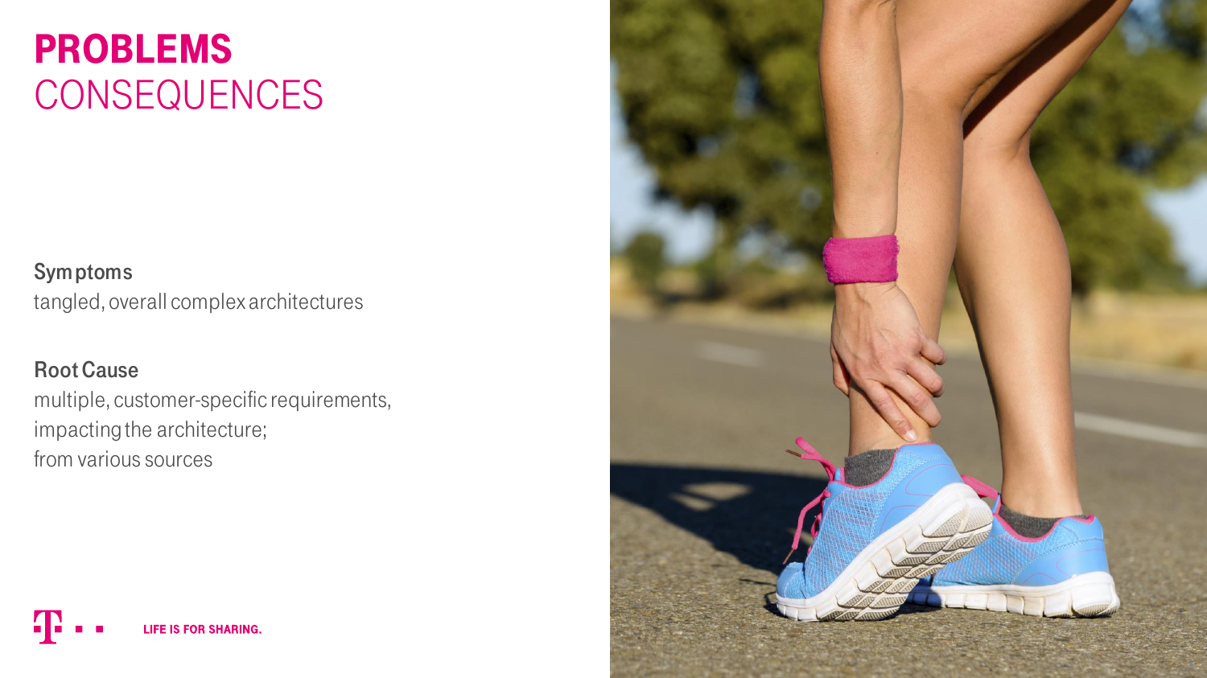# PROBLEMS
## CONSEQUENCES

**Symptoms**
tangled, overall complex architectures

**Root Cause**
multiple, customer-specific requirements,
impacting the architecture;
from various sources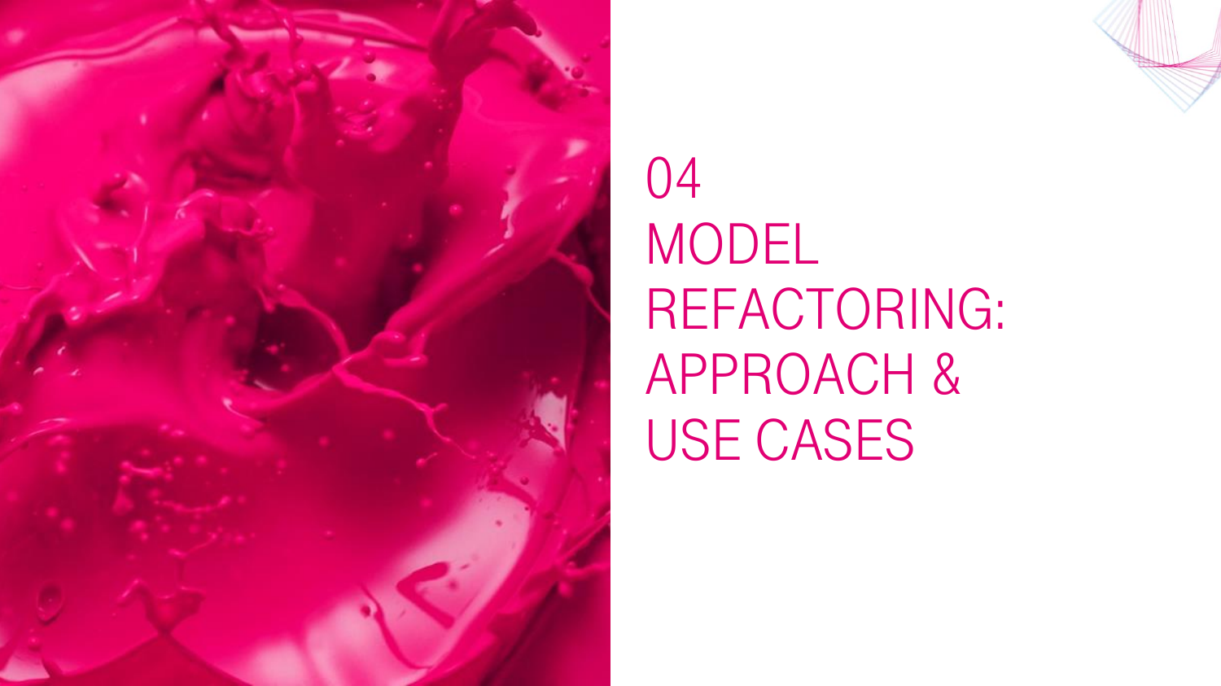# 04 MODEL REFACTORING: APPROACH & USE CASES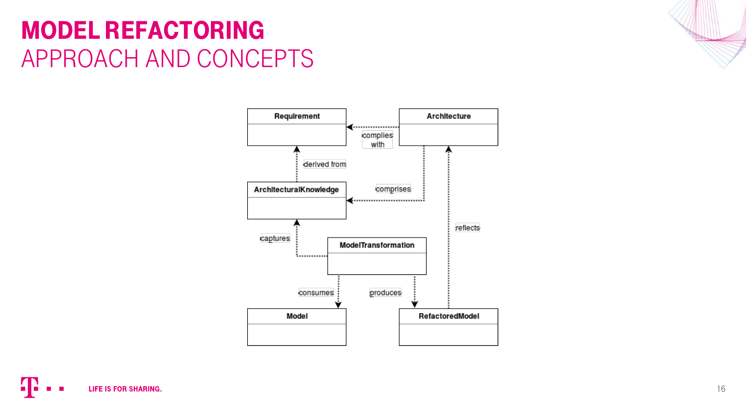# MODEL REFACTORING

## APPROACH AND CONCEPTS

Requirement

Architecture

complies with

derived from

ArchitecturalKnowledge

comprises

reflects

captures

ModelTransformation

consumes

produces

Model

RefactoredModel

LIFE IS FOR SHARING.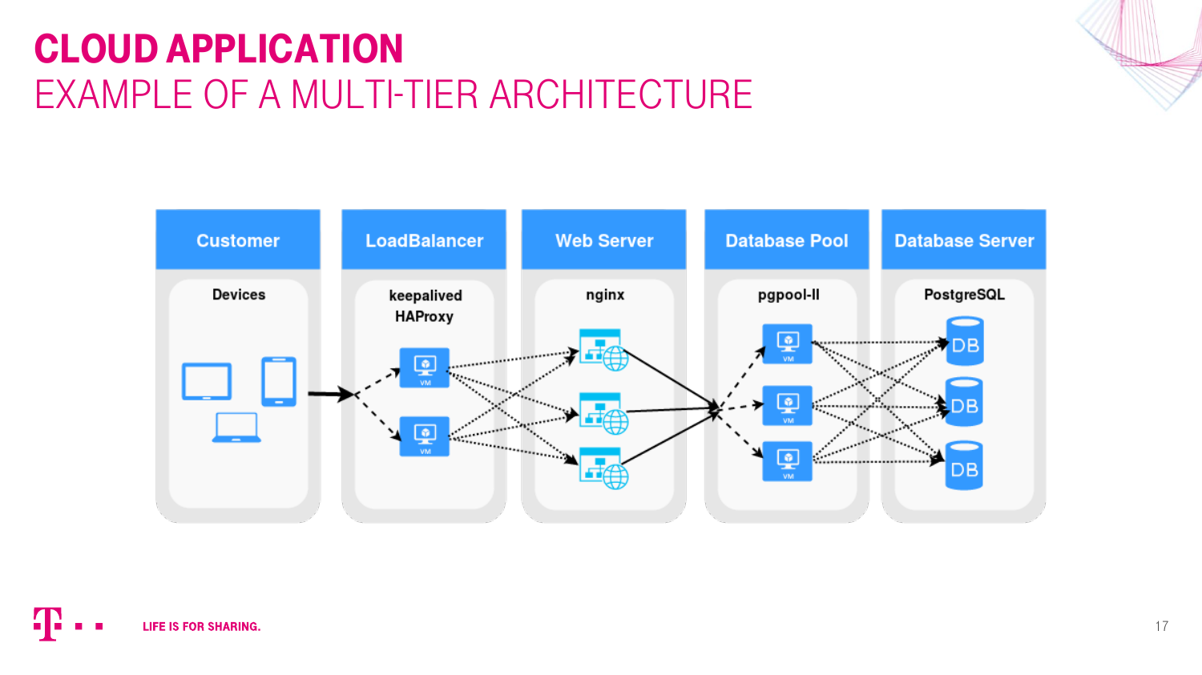# CLOUD APPLICATION

## EXAMPLE OF A MULTI-TIER ARCHITECTURE

| Customer | LoadBalancer | Web Server | Database Pool | Database Server |
|---|---|---|---|---|
| Devices | keepalived HAProxy | nginx | pgpool-II | PostgreSQL |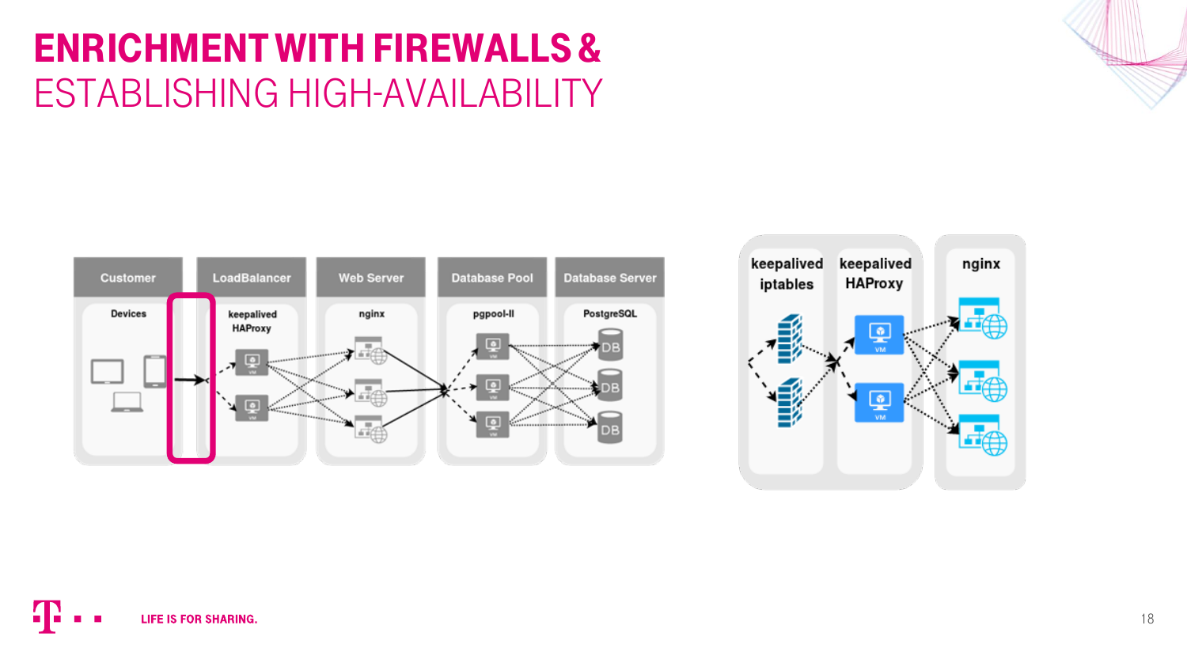# ENRICHMENT WITH FIREWALLS & ESTABLISHING HIGH-AVAILABILITY

| Customer | LoadBalancer | Web Server | Database Pool | Database Server |
|---|---|---|---|---|
| Devices | keepalived HAProxy | nginx | pgpool-II | PostgreSQL |

| keepalived iptables | keepalived HAProxy | nginx |
|---|---|---|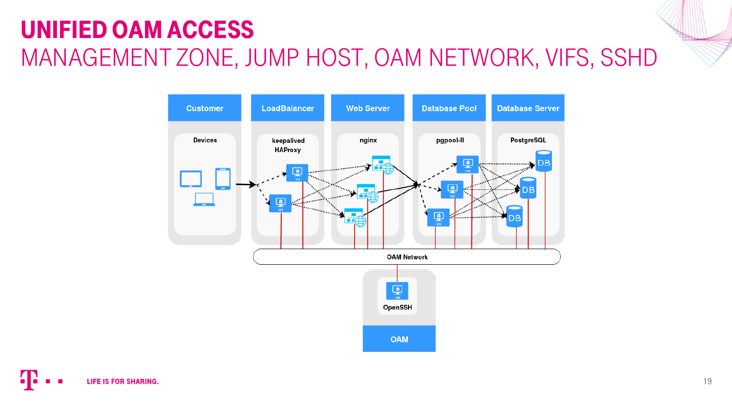# UNIFIED OAM ACCESS

## MANAGEMENT ZONE, JUMP HOST, OAM NETWORK, VIFS, SSHD

Customer

Devices

LoadBalancer

keepalived
HAProxy

Web Server

nginx

Database Pool

pgpool-II

Database Server

PostgreSQL

OAM Network

OpenSSH

OAM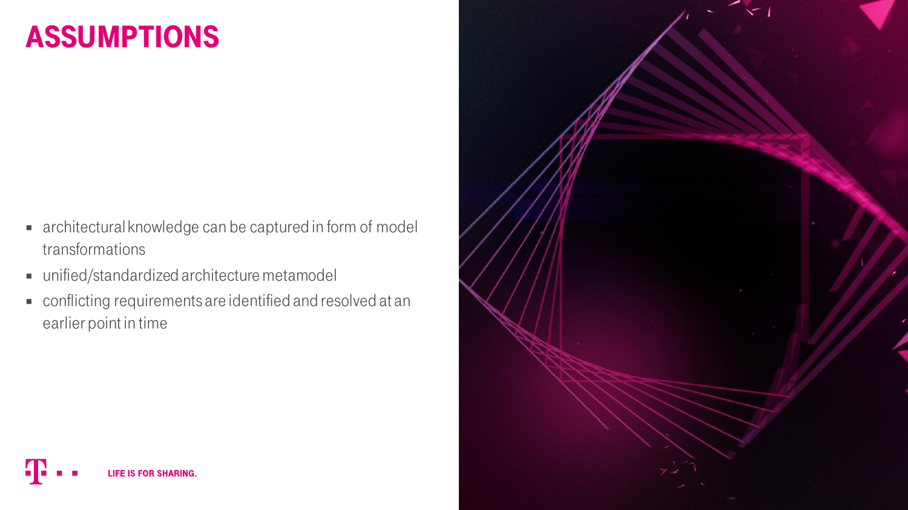# ASSUMPTIONS

- architectural knowledge can be captured in form of model transformations
- unified/standardized architecture metamodel
- conflicting requirements are identified and resolved at an earlier point in time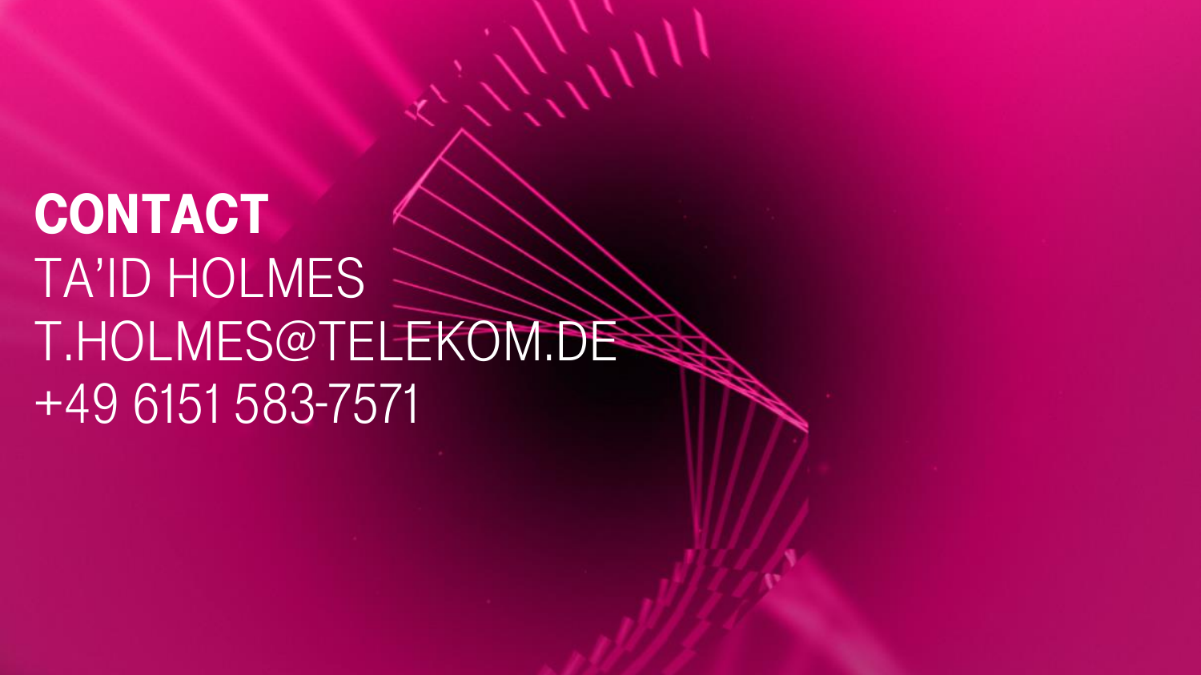# CONTACT

TA'ID HOLMES

T.HOLMES@TELEKOM.DE

+49 6151 583-7571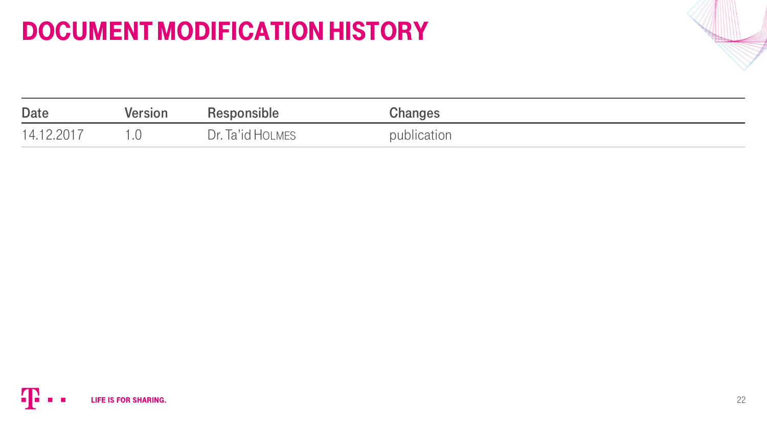# DOCUMENT MODIFICATION HISTORY

| Date | Version | Responsible | Changes |
|---|---|---|---|
| 14.12.2017 | 1.0 | Dr. Ta'id HOLMES | publication |

LIFE IS FOR SHARING.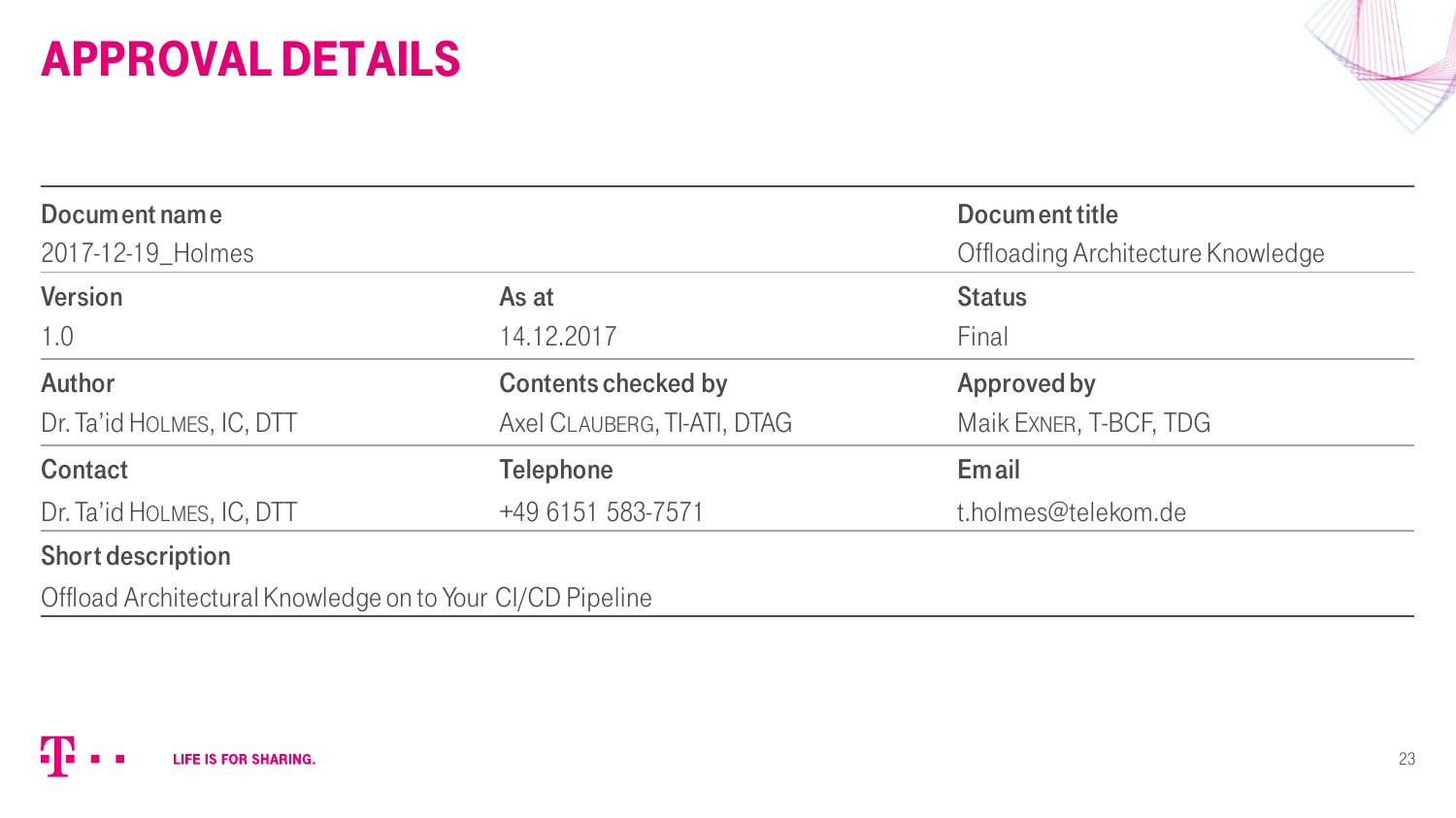# APPROVAL DETAILS

| | | |
|---|---|---|
| **Document name**<br>2017-12-19_Holmes | | **Document title**<br>Offloading Architecture Knowledge |
| **Version**<br>1.0 | **As at**<br>14.12.2017 | **Status**<br>Final |
| **Author**<br>Dr. Ta'id HOLMES, IC, DTT | **Contents checked by**<br>Axel CLAUBERG, TI-ATI, DTAG | **Approved by**<br>Maik EXNER, T-BCF, TDG |
| **Contact**<br>Dr. Ta'id HOLMES, IC, DTT | **Telephone**<br>+49 6151 583-7571 | **Email**<br>t.holmes@telekom.de |
| **Short description**<br>Offload Architectural Knowledge on to Your CI/CD Pipeline | | |

LIFE IS FOR SHARING.